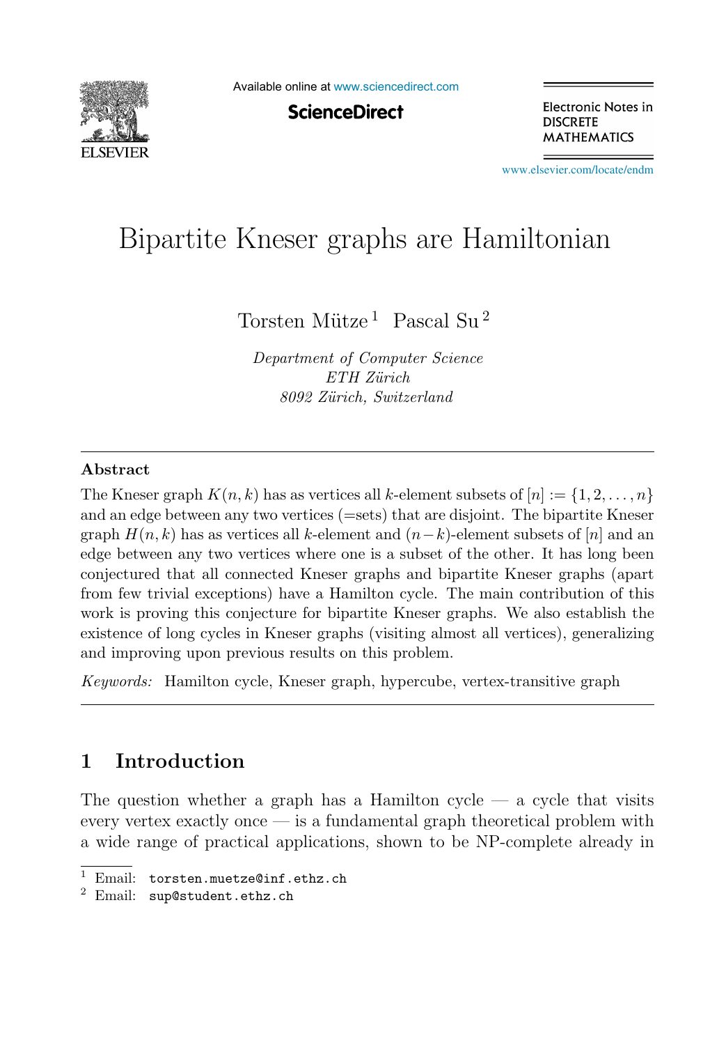# Bipartite Kneser graphs are Hamiltonian

Torsten Mütze[1] Pascal Su[2]

*Department of Computer Science*
*ETH Zürich*
*8092 Zürich, Switzerland*

## Abstract

The Kneser graph $K(n,k)$ has as vertices all $k$-element subsets of $[n] := \{1,2,\ldots,n\}$ and an edge between any two vertices (=sets) that are disjoint. The bipartite Kneser graph $H(n,k)$ has as vertices all $k$-element and $(n-k)$-element subsets of $[n]$ and an edge between any two vertices where one is a subset of the other. It has long been conjectured that all connected Kneser graphs and bipartite Kneser graphs (apart from few trivial exceptions) have a Hamilton cycle. The main contribution of this work is proving this conjecture for bipartite Kneser graphs. We also establish the existence of long cycles in Kneser graphs (visiting almost all vertices), generalizing and improving upon previous results on this problem.

*Keywords:* Hamilton cycle, Kneser graph, hypercube, vertex-transitive graph

## 1 Introduction

The question whether a graph has a Hamilton cycle — a cycle that visits every vertex exactly once — is a fundamental graph theoretical problem with a wide range of practical applications, shown to be NP-complete already in

[1] Email: `torsten.muetze@inf.ethz.ch`
[2] Email: `sup@student.ethz.ch`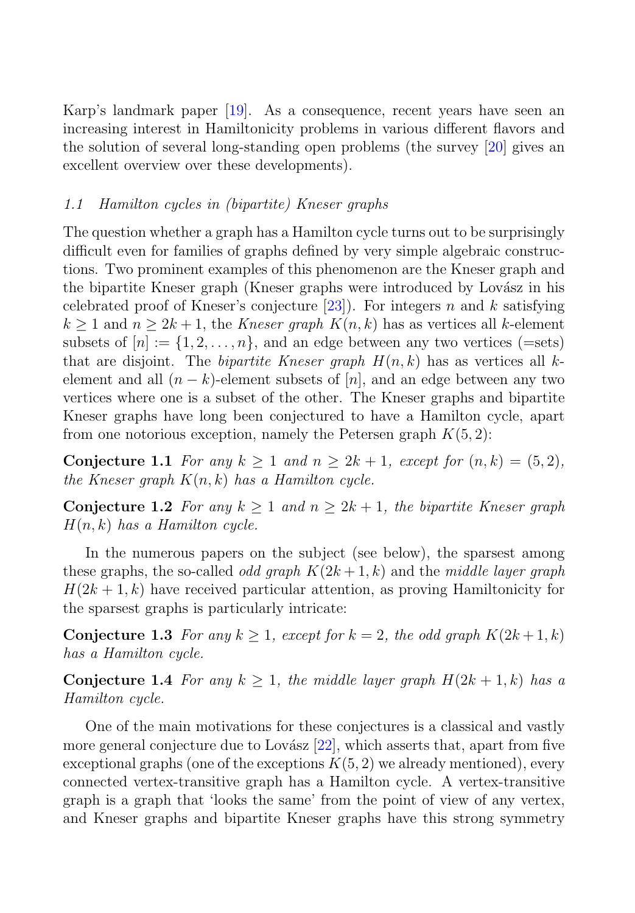Karp's landmark paper [19]. As a consequence, recent years have seen an increasing interest in Hamiltonicity problems in various different flavors and the solution of several long-standing open problems (the survey [20] gives an excellent overview over these developments).

### 1.1 Hamilton cycles in (bipartite) Kneser graphs

The question whether a graph has a Hamilton cycle turns out to be surprisingly difficult even for families of graphs defined by very simple algebraic constructions. Two prominent examples of this phenomenon are the Kneser graph and the bipartite Kneser graph (Kneser graphs were introduced by Lovász in his celebrated proof of Kneser's conjecture [23]). For integers $n$ and $k$ satisfying $k \geq 1$ and $n \geq 2k+1$, the *Kneser graph* $K(n,k)$ has as vertices all $k$-element subsets of $[n] := \{1, 2, \ldots, n\}$, and an edge between any two vertices (=sets) that are disjoint. The *bipartite Kneser graph* $H(n,k)$ has as vertices all $k$-element and all $(n-k)$-element subsets of $[n]$, and an edge between any two vertices where one is a subset of the other. The Kneser graphs and bipartite Kneser graphs have long been conjectured to have a Hamilton cycle, apart from one notorious exception, namely the Petersen graph $K(5,2)$:

**Conjecture 1.1** *For any $k \geq 1$ and $n \geq 2k+1$, except for $(n,k) = (5,2)$, the Kneser graph $K(n,k)$ has a Hamilton cycle.*

**Conjecture 1.2** *For any $k \geq 1$ and $n \geq 2k+1$, the bipartite Kneser graph $H(n,k)$ has a Hamilton cycle.*

In the numerous papers on the subject (see below), the sparsest among these graphs, the so-called *odd graph* $K(2k+1,k)$ and the *middle layer graph* $H(2k+1,k)$ have received particular attention, as proving Hamiltonicity for the sparsest graphs is particularly intricate:

**Conjecture 1.3** *For any $k \geq 1$, except for $k = 2$, the odd graph $K(2k+1,k)$ has a Hamilton cycle.*

**Conjecture 1.4** *For any $k \geq 1$, the middle layer graph $H(2k+1,k)$ has a Hamilton cycle.*

One of the main motivations for these conjectures is a classical and vastly more general conjecture due to Lovász [22], which asserts that, apart from five exceptional graphs (one of the exceptions $K(5,2)$ we already mentioned), every connected vertex-transitive graph has a Hamilton cycle. A vertex-transitive graph is a graph that 'looks the same' from the point of view of any vertex, and Kneser graphs and bipartite Kneser graphs have this strong symmetry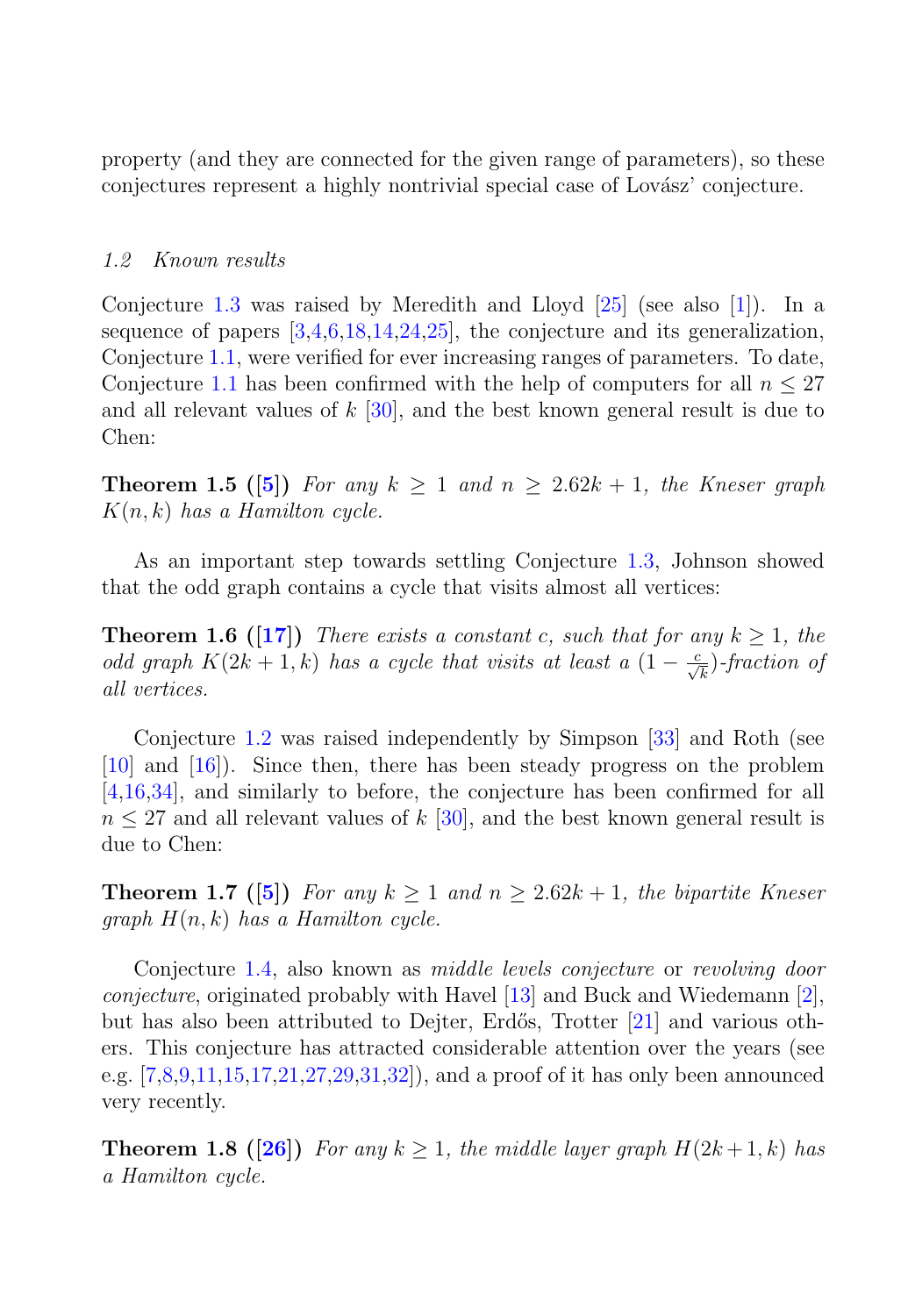property (and they are connected for the given range of parameters), so these conjectures represent a highly nontrivial special case of Lovász' conjecture.

### *1.2 Known results*

Conjecture 1.3 was raised by Meredith and Lloyd [25] (see also [1]). In a sequence of papers [3,4,6,18,14,24,25], the conjecture and its generalization, Conjecture 1.1, were verified for ever increasing ranges of parameters. To date, Conjecture 1.1 has been confirmed with the help of computers for all $n \leq 27$ and all relevant values of $k$ [30], and the best known general result is due to Chen:

**Theorem 1.5 ([5])** *For any $k \geq 1$ and $n \geq 2.62k + 1$, the Kneser graph $K(n, k)$ has a Hamilton cycle.*

As an important step towards settling Conjecture 1.3, Johnson showed that the odd graph contains a cycle that visits almost all vertices:

**Theorem 1.6 ([17])** *There exists a constant $c$, such that for any $k \geq 1$, the odd graph $K(2k + 1, k)$ has a cycle that visits at least a $(1 - \frac{c}{\sqrt{k}})$-fraction of all vertices.*

Conjecture 1.2 was raised independently by Simpson [33] and Roth (see [10] and [16]). Since then, there has been steady progress on the problem [4,16,34], and similarly to before, the conjecture has been confirmed for all $n \leq 27$ and all relevant values of $k$ [30], and the best known general result is due to Chen:

**Theorem 1.7 ([5])** *For any $k \geq 1$ and $n \geq 2.62k + 1$, the bipartite Kneser graph $H(n, k)$ has a Hamilton cycle.*

Conjecture 1.4, also known as *middle levels conjecture* or *revolving door conjecture*, originated probably with Havel [13] and Buck and Wiedemann [2], but has also been attributed to Dejter, Erdős, Trotter [21] and various others. This conjecture has attracted considerable attention over the years (see e.g. [7,8,9,11,15,17,21,27,29,31,32]), and a proof of it has only been announced very recently.

**Theorem 1.8 ([26])** *For any $k \geq 1$, the middle layer graph $H(2k+1, k)$ has a Hamilton cycle.*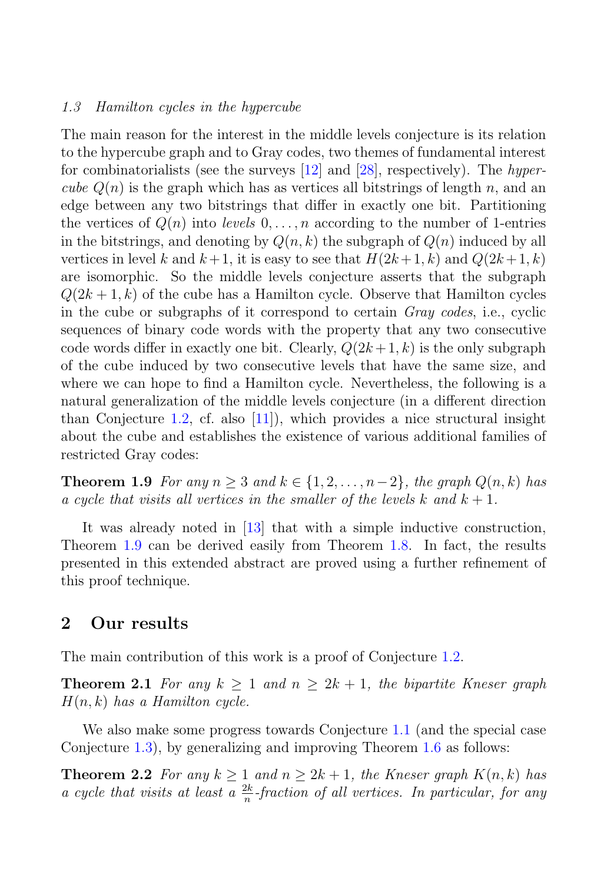### 1.3 Hamilton cycles in the hypercube

The main reason for the interest in the middle levels conjecture is its relation to the hypercube graph and to Gray codes, two themes of fundamental interest for combinatorialists (see the surveys [12] and [28], respectively). The *hypercube* $Q(n)$ is the graph which has as vertices all bitstrings of length $n$, and an edge between any two bitstrings that differ in exactly one bit. Partitioning the vertices of $Q(n)$ into *levels* $0, \ldots, n$ according to the number of 1-entries in the bitstrings, and denoting by $Q(n, k)$ the subgraph of $Q(n)$ induced by all vertices in level $k$ and $k+1$, it is easy to see that $H(2k+1, k)$ and $Q(2k+1, k)$ are isomorphic. So the middle levels conjecture asserts that the subgraph $Q(2k+1, k)$ of the cube has a Hamilton cycle. Observe that Hamilton cycles in the cube or subgraphs of it correspond to certain *Gray codes*, i.e., cyclic sequences of binary code words with the property that any two consecutive code words differ in exactly one bit. Clearly, $Q(2k+1, k)$ is the only subgraph of the cube induced by two consecutive levels that have the same size, and where we can hope to find a Hamilton cycle. Nevertheless, the following is a natural generalization of the middle levels conjecture (in a different direction than Conjecture 1.2, cf. also [11]), which provides a nice structural insight about the cube and establishes the existence of various additional families of restricted Gray codes:

**Theorem 1.9** *For any $n \geq 3$ and $k \in \{1, 2, \ldots, n-2\}$, the graph $Q(n, k)$ has a cycle that visits all vertices in the smaller of the levels $k$ and $k+1$.*

It was already noted in [13] that with a simple inductive construction, Theorem 1.9 can be derived easily from Theorem 1.8. In fact, the results presented in this extended abstract are proved using a further refinement of this proof technique.

## 2 Our results

The main contribution of this work is a proof of Conjecture 1.2.

**Theorem 2.1** *For any $k \geq 1$ and $n \geq 2k+1$, the bipartite Kneser graph $H(n, k)$ has a Hamilton cycle.*

We also make some progress towards Conjecture 1.1 (and the special case Conjecture 1.3), by generalizing and improving Theorem 1.6 as follows:

**Theorem 2.2** *For any $k \geq 1$ and $n \geq 2k+1$, the Kneser graph $K(n, k)$ has a cycle that visits at least a $\frac{2k}{n}$-fraction of all vertices. In particular, for any*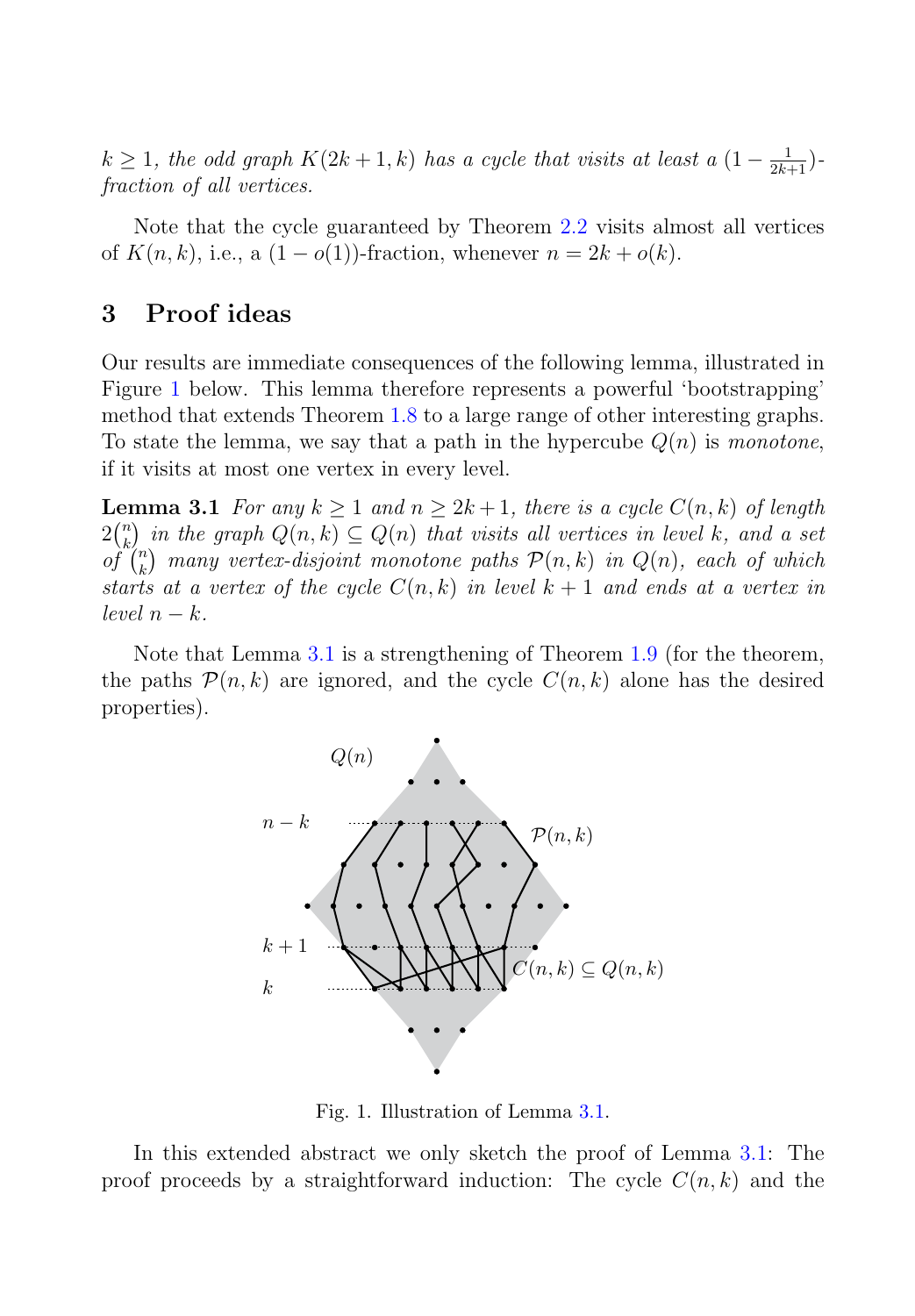*$k \geq 1$, the odd graph $K(2k+1,k)$ has a cycle that visits at least a $(1-\frac{1}{2k+1})$-fraction of all vertices.*

Note that the cycle guaranteed by Theorem 2.2 visits almost all vertices of $K(n,k)$, i.e., a $(1-o(1))$-fraction, whenever $n = 2k + o(k)$.

## 3 Proof ideas

Our results are immediate consequences of the following lemma, illustrated in Figure 1 below. This lemma therefore represents a powerful 'bootstrapping' method that extends Theorem 1.8 to a large range of other interesting graphs. To state the lemma, we say that a path in the hypercube $Q(n)$ is *monotone*, if it visits at most one vertex in every level.

**Lemma 3.1** *For any $k \geq 1$ and $n \geq 2k+1$, there is a cycle $C(n,k)$ of length $2\binom{n}{k}$ in the graph $Q(n,k) \subseteq Q(n)$ that visits all vertices in level $k$, and a set of $\binom{n}{k}$ many vertex-disjoint monotone paths $\mathcal{P}(n,k)$ in $Q(n)$, each of which starts at a vertex of the cycle $C(n,k)$ in level $k+1$ and ends at a vertex in level $n-k$.*

Note that Lemma 3.1 is a strengthening of Theorem 1.9 (for the theorem, the paths $\mathcal{P}(n,k)$ are ignored, and the cycle $C(n,k)$ alone has the desired properties).

Fig. 1. Illustration of Lemma 3.1.

In this extended abstract we only sketch the proof of Lemma 3.1: The proof proceeds by a straightforward induction: The cycle $C(n,k)$ and the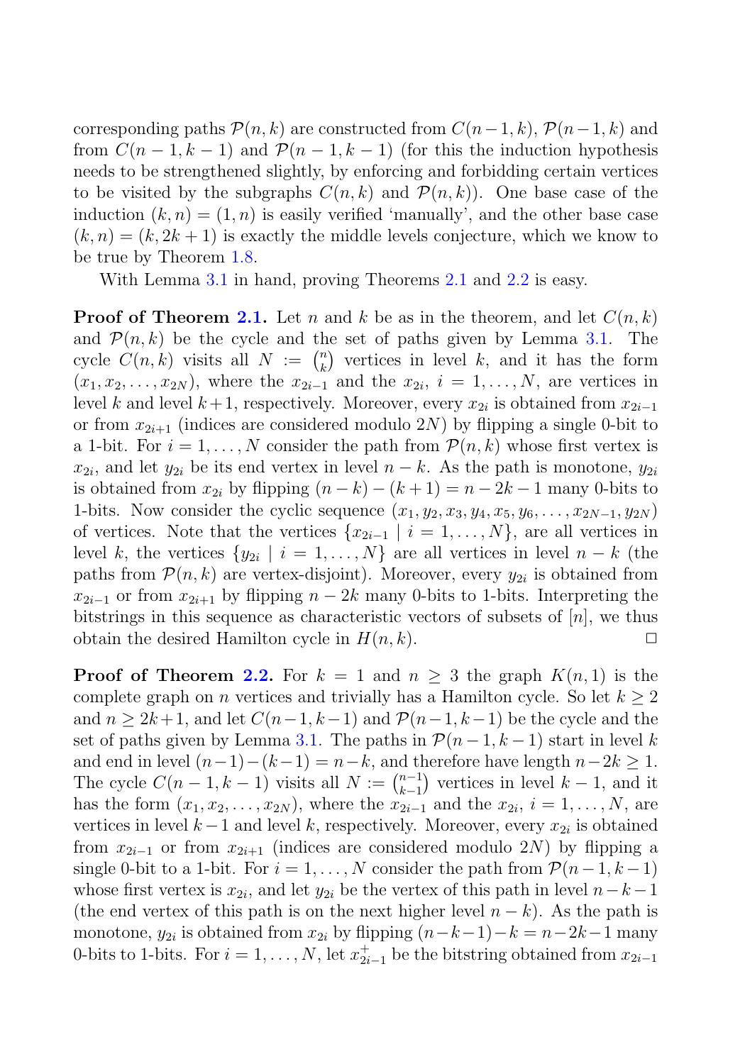corresponding paths $\mathcal{P}(n,k)$ are constructed from $C(n-1,k)$, $\mathcal{P}(n-1,k)$ and from $C(n-1,k-1)$ and $\mathcal{P}(n-1,k-1)$ (for this the induction hypothesis needs to be strengthened slightly, by enforcing and forbidding certain vertices to be visited by the subgraphs $C(n,k)$ and $\mathcal{P}(n,k)$). One base case of the induction $(k,n)=(1,n)$ is easily verified 'manually', and the other base case $(k,n)=(k,2k+1)$ is exactly the middle levels conjecture, which we know to be true by Theorem 1.8.

With Lemma 3.1 in hand, proving Theorems 2.1 and 2.2 is easy.

**Proof of Theorem 2.1.** Let $n$ and $k$ be as in the theorem, and let $C(n,k)$ and $\mathcal{P}(n,k)$ be the cycle and the set of paths given by Lemma 3.1. The cycle $C(n,k)$ visits all $N := \binom{n}{k}$ vertices in level $k$, and it has the form $(x_1, x_2, \ldots, x_{2N})$, where the $x_{2i-1}$ and the $x_{2i}$, $i=1,\ldots,N$, are vertices in level $k$ and level $k+1$, respectively. Moreover, every $x_{2i}$ is obtained from $x_{2i-1}$ or from $x_{2i+1}$ (indices are considered modulo $2N$) by flipping a single 0-bit to a 1-bit. For $i=1,\ldots,N$ consider the path from $\mathcal{P}(n,k)$ whose first vertex is $x_{2i}$, and let $y_{2i}$ be its end vertex in level $n-k$. As the path is monotone, $y_{2i}$ is obtained from $x_{2i}$ by flipping $(n-k)-(k+1)=n-2k-1$ many 0-bits to 1-bits. Now consider the cyclic sequence $(x_1, y_2, x_3, y_4, x_5, y_6, \ldots, x_{2N-1}, y_{2N})$ of vertices. Note that the vertices $\{x_{2i-1} \mid i=1,\ldots,N\}$, are all vertices in level $k$, the vertices $\{y_{2i} \mid i=1,\ldots,N\}$ are all vertices in level $n-k$ (the paths from $\mathcal{P}(n,k)$ are vertex-disjoint). Moreover, every $y_{2i}$ is obtained from $x_{2i-1}$ or from $x_{2i+1}$ by flipping $n-2k$ many 0-bits to 1-bits. Interpreting the bitstrings in this sequence as characteristic vectors of subsets of $[n]$, we thus obtain the desired Hamilton cycle in $H(n,k)$. $\square$

**Proof of Theorem 2.2.** For $k=1$ and $n\geq 3$ the graph $K(n,1)$ is the complete graph on $n$ vertices and trivially has a Hamilton cycle. So let $k\geq 2$ and $n\geq 2k+1$, and let $C(n-1,k-1)$ and $\mathcal{P}(n-1,k-1)$ be the cycle and the set of paths given by Lemma 3.1. The paths in $\mathcal{P}(n-1,k-1)$ start in level $k$ and end in level $(n-1)-(k-1)=n-k$, and therefore have length $n-2k\geq 1$. The cycle $C(n-1,k-1)$ visits all $N := \binom{n-1}{k-1}$ vertices in level $k-1$, and it has the form $(x_1, x_2, \ldots, x_{2N})$, where the $x_{2i-1}$ and the $x_{2i}$, $i=1,\ldots,N$, are vertices in level $k-1$ and level $k$, respectively. Moreover, every $x_{2i}$ is obtained from $x_{2i-1}$ or from $x_{2i+1}$ (indices are considered modulo $2N$) by flipping a single 0-bit to a 1-bit. For $i=1,\ldots,N$ consider the path from $\mathcal{P}(n-1,k-1)$ whose first vertex is $x_{2i}$, and let $y_{2i}$ be the vertex of this path in level $n-k-1$ (the end vertex of this path is on the next higher level $n-k$). As the path is monotone, $y_{2i}$ is obtained from $x_{2i}$ by flipping $(n-k-1)-k=n-2k-1$ many 0-bits to 1-bits. For $i=1,\ldots,N$, let $x_{2i-1}^+$ be the bitstring obtained from $x_{2i-1}$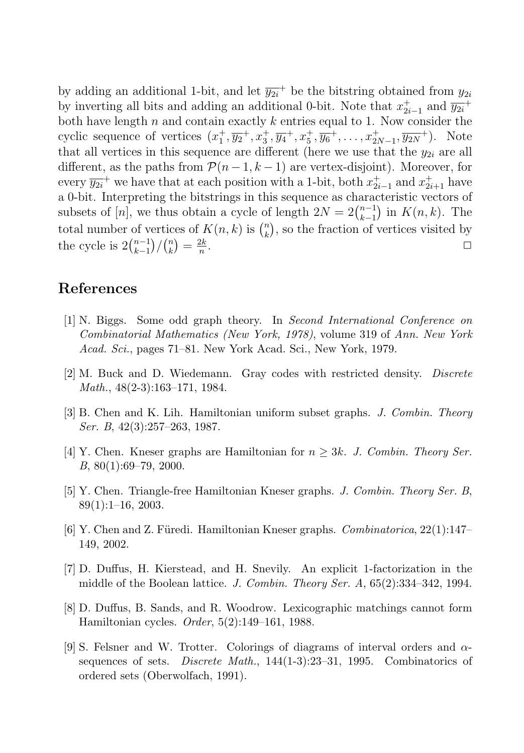by adding an additional 1-bit, and let $\overline{y_{2i}}^+$ be the bitstring obtained from $y_{2i}$ by inverting all bits and adding an additional 0-bit. Note that $x_{2i-1}^+$ and $\overline{y_{2i}}^+$ both have length $n$ and contain exactly $k$ entries equal to 1. Now consider the cyclic sequence of vertices $(x_1^+, \overline{y_2}^+, x_3^+, \overline{y_4}^+, x_5^+, \overline{y_6}^+, \ldots, x_{2N-1}^+, \overline{y_{2N}}^+)$. Note that all vertices in this sequence are different (here we use that the $y_{2i}$ are all different, as the paths from $\mathcal{P}(n-1, k-1)$ are vertex-disjoint). Moreover, for every $\overline{y_{2i}}^+$ we have that at each position with a 1-bit, both $x_{2i-1}^+$ and $x_{2i+1}^+$ have a 0-bit. Interpreting the bitstrings in this sequence as characteristic vectors of subsets of $[n]$, we thus obtain a cycle of length $2N = 2\binom{n-1}{k-1}$ in $K(n,k)$. The total number of vertices of $K(n,k)$ is $\binom{n}{k}$, so the fraction of vertices visited by the cycle is $2\binom{n-1}{k-1}/\binom{n}{k} = \frac{2k}{n}$. □

## References

[1] N. Biggs. Some odd graph theory. In *Second International Conference on Combinatorial Mathematics (New York, 1978)*, volume 319 of *Ann. New York Acad. Sci.*, pages 71–81. New York Acad. Sci., New York, 1979.

[2] M. Buck and D. Wiedemann. Gray codes with restricted density. *Discrete Math.*, 48(2-3):163–171, 1984.

[3] B. Chen and K. Lih. Hamiltonian uniform subset graphs. *J. Combin. Theory Ser. B*, 42(3):257–263, 1987.

[4] Y. Chen. Kneser graphs are Hamiltonian for $n \geq 3k$. *J. Combin. Theory Ser. B*, 80(1):69–79, 2000.

[5] Y. Chen. Triangle-free Hamiltonian Kneser graphs. *J. Combin. Theory Ser. B*, 89(1):1–16, 2003.

[6] Y. Chen and Z. Füredi. Hamiltonian Kneser graphs. *Combinatorica*, 22(1):147–149, 2002.

[7] D. Duffus, H. Kierstead, and H. Snevily. An explicit 1-factorization in the middle of the Boolean lattice. *J. Combin. Theory Ser. A*, 65(2):334–342, 1994.

[8] D. Duffus, B. Sands, and R. Woodrow. Lexicographic matchings cannot form Hamiltonian cycles. *Order*, 5(2):149–161, 1988.

[9] S. Felsner and W. Trotter. Colorings of diagrams of interval orders and $\alpha$-sequences of sets. *Discrete Math.*, 144(1-3):23–31, 1995. Combinatorics of ordered sets (Oberwolfach, 1991).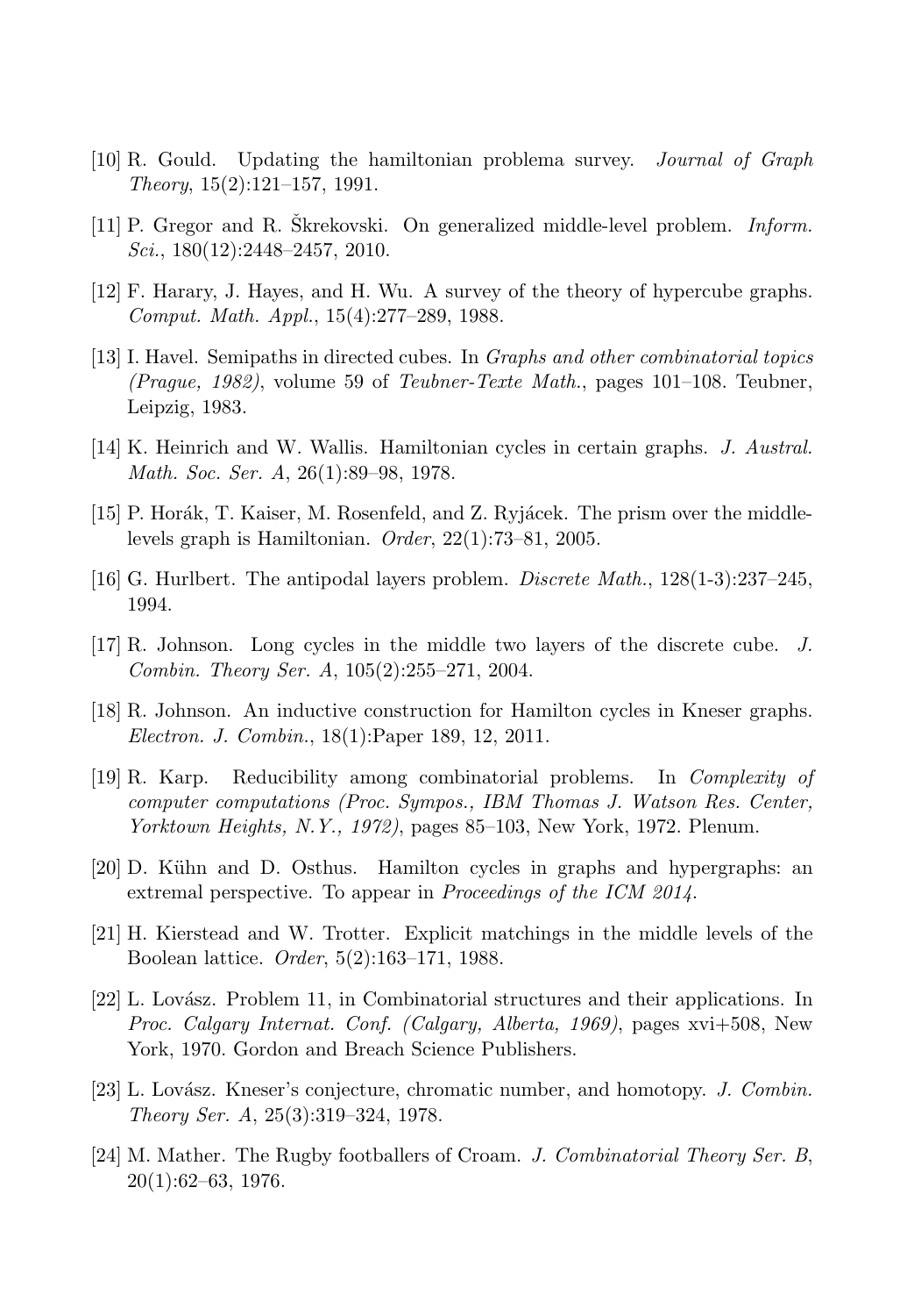- [10] R. Gould. Updating the hamiltonian problema survey. *Journal of Graph Theory*, 15(2):121–157, 1991.
- [11] P. Gregor and R. Škrekovski. On generalized middle-level problem. *Inform. Sci.*, 180(12):2448–2457, 2010.
- [12] F. Harary, J. Hayes, and H. Wu. A survey of the theory of hypercube graphs. *Comput. Math. Appl.*, 15(4):277–289, 1988.
- [13] I. Havel. Semipaths in directed cubes. In *Graphs and other combinatorial topics (Prague, 1982)*, volume 59 of *Teubner-Texte Math.*, pages 101–108. Teubner, Leipzig, 1983.
- [14] K. Heinrich and W. Wallis. Hamiltonian cycles in certain graphs. *J. Austral. Math. Soc. Ser. A*, 26(1):89–98, 1978.
- [15] P. Horák, T. Kaiser, M. Rosenfeld, and Z. Ryjácek. The prism over the middle-levels graph is Hamiltonian. *Order*, 22(1):73–81, 2005.
- [16] G. Hurlbert. The antipodal layers problem. *Discrete Math.*, 128(1-3):237–245, 1994.
- [17] R. Johnson. Long cycles in the middle two layers of the discrete cube. *J. Combin. Theory Ser. A*, 105(2):255–271, 2004.
- [18] R. Johnson. An inductive construction for Hamilton cycles in Kneser graphs. *Electron. J. Combin.*, 18(1):Paper 189, 12, 2011.
- [19] R. Karp. Reducibility among combinatorial problems. In *Complexity of computer computations (Proc. Sympos., IBM Thomas J. Watson Res. Center, Yorktown Heights, N.Y., 1972)*, pages 85–103, New York, 1972. Plenum.
- [20] D. Kühn and D. Osthus. Hamilton cycles in graphs and hypergraphs: an extremal perspective. To appear in *Proceedings of the ICM 2014*.
- [21] H. Kierstead and W. Trotter. Explicit matchings in the middle levels of the Boolean lattice. *Order*, 5(2):163–171, 1988.
- [22] L. Lovász. Problem 11, in Combinatorial structures and their applications. In *Proc. Calgary Internat. Conf. (Calgary, Alberta, 1969)*, pages xvi+508, New York, 1970. Gordon and Breach Science Publishers.
- [23] L. Lovász. Kneser's conjecture, chromatic number, and homotopy. *J. Combin. Theory Ser. A*, 25(3):319–324, 1978.
- [24] M. Mather. The Rugby footballers of Croam. *J. Combinatorial Theory Ser. B*, 20(1):62–63, 1976.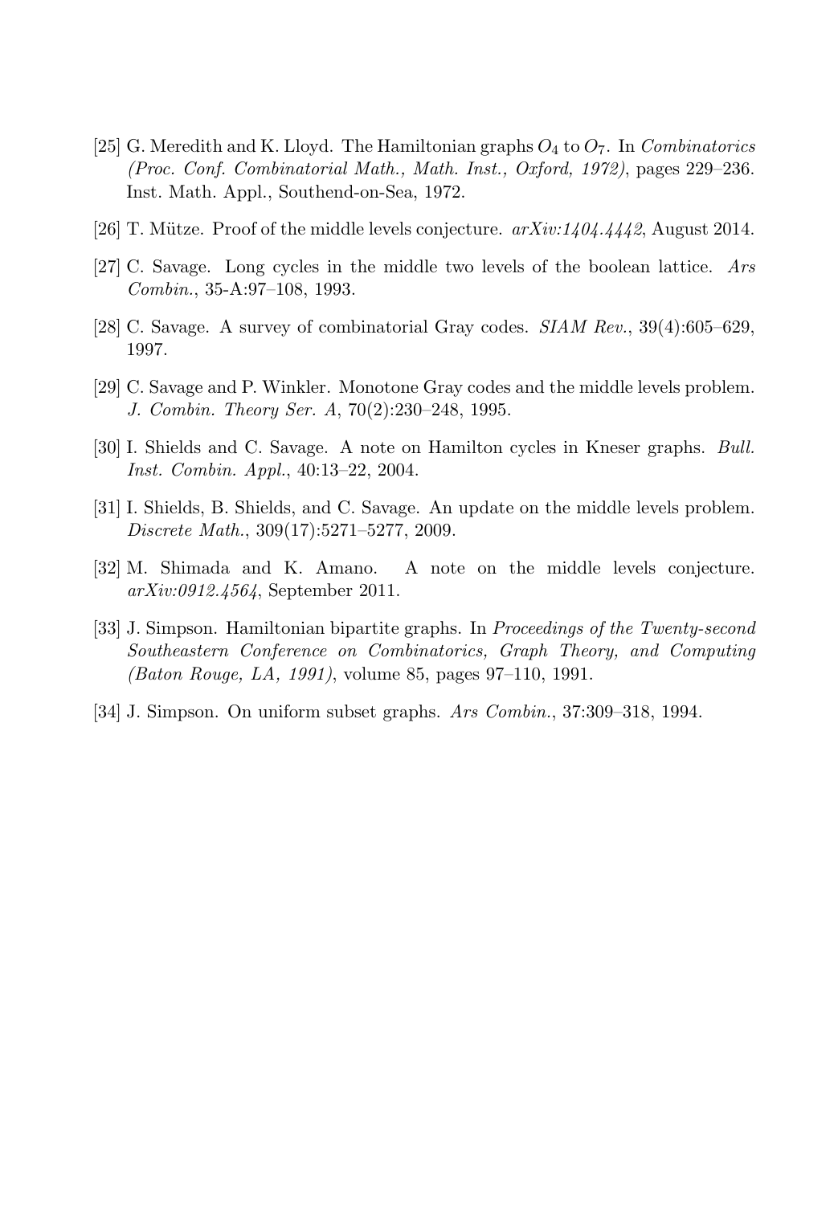[25] G. Meredith and K. Lloyd. The Hamiltonian graphs $O_4$ to $O_7$. In *Combinatorics (Proc. Conf. Combinatorial Math., Math. Inst., Oxford, 1972)*, pages 229–236. Inst. Math. Appl., Southend-on-Sea, 1972.

[26] T. Mütze. Proof of the middle levels conjecture. *arXiv:1404.4442*, August 2014.

[27] C. Savage. Long cycles in the middle two levels of the boolean lattice. *Ars Combin.*, 35-A:97–108, 1993.

[28] C. Savage. A survey of combinatorial Gray codes. *SIAM Rev.*, 39(4):605–629, 1997.

[29] C. Savage and P. Winkler. Monotone Gray codes and the middle levels problem. *J. Combin. Theory Ser. A*, 70(2):230–248, 1995.

[30] I. Shields and C. Savage. A note on Hamilton cycles in Kneser graphs. *Bull. Inst. Combin. Appl.*, 40:13–22, 2004.

[31] I. Shields, B. Shields, and C. Savage. An update on the middle levels problem. *Discrete Math.*, 309(17):5271–5277, 2009.

[32] M. Shimada and K. Amano. A note on the middle levels conjecture. *arXiv:0912.4564*, September 2011.

[33] J. Simpson. Hamiltonian bipartite graphs. In *Proceedings of the Twenty-second Southeastern Conference on Combinatorics, Graph Theory, and Computing (Baton Rouge, LA, 1991)*, volume 85, pages 97–110, 1991.

[34] J. Simpson. On uniform subset graphs. *Ars Combin.*, 37:309–318, 1994.